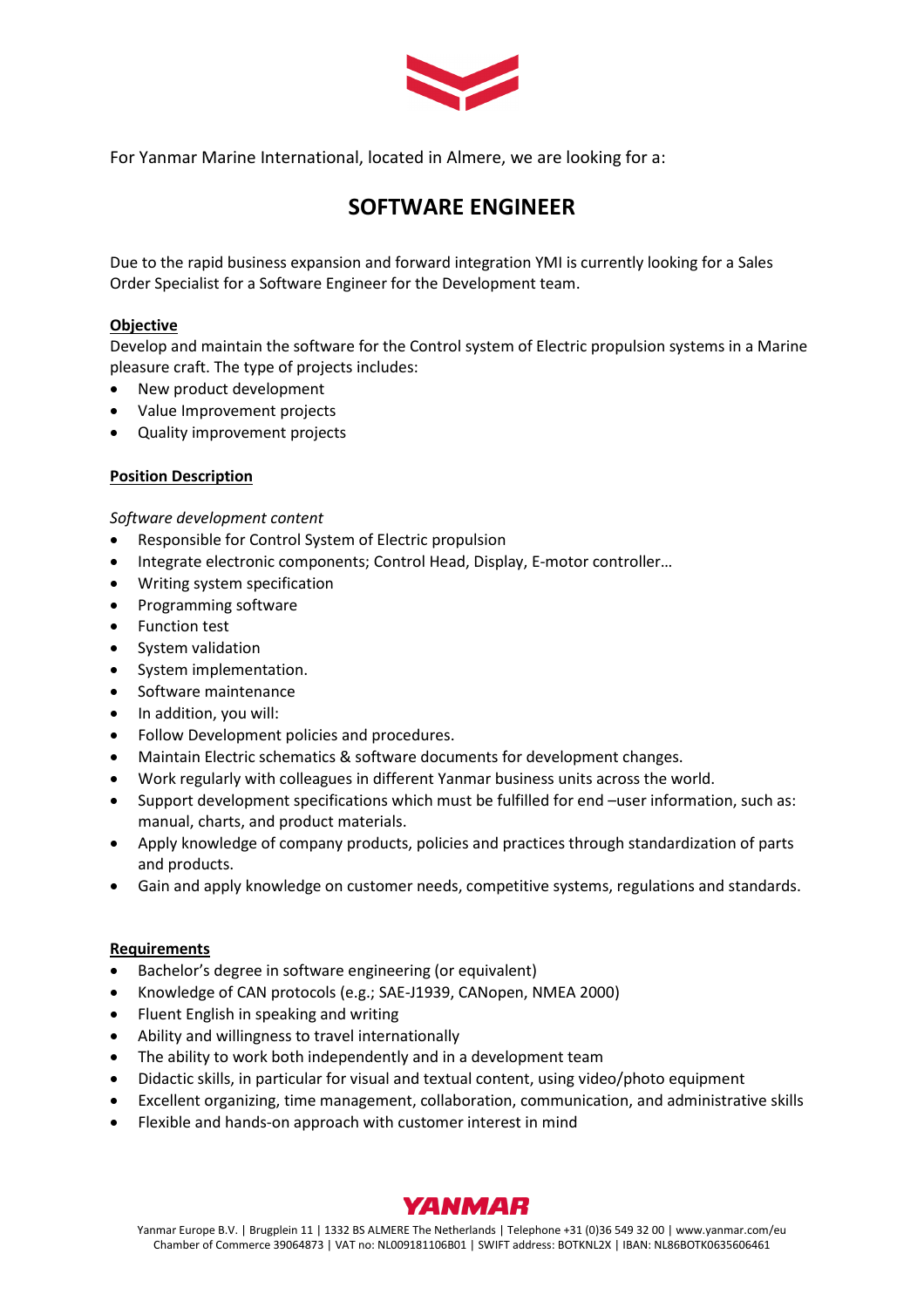For Yanmar Marine International, located in Almere, we are looking for a:

# SOFTWARE ENGINEER

Due to the rapid business expansion and forward integration YMI is currently looking for a Sales Order Specialist for a Software Engineer for the Development team.

**Objective**

Develop and maintain the software for the Control system of Electric propulsion systems in a Marine pleasure craft. The type of projects includes:

- New product development
- Value Improvement projects
- Quality improvement projects

**Position Description**

*Software development content*

- Responsible for Control System of Electric propulsion
- Integrate electronic components; Control Head, Display, E-motor controller…
- Writing system specification
- Programming software
- Function test
- System validation
- System implementation.
- Software maintenance
- In addition, you will:
- Follow Development policies and procedures.
- Maintain Electric schematics & software documents for development changes.
- Work regularly with colleagues in different Yanmar business units across the world.
- Support development specifications which must be fulfilled for end –user information, such as: manual, charts, and product materials.
- Apply knowledge of company products, policies and practices through standardization of parts and products.
- Gain and apply knowledge on customer needs, competitive systems, regulations and standards.

**Requirements**

- Bachelor's degree in software engineering (or equivalent)
- Knowledge of CAN protocols (e.g.; SAE-J1939, CANopen, NMEA 2000)
- Fluent English in speaking and writing
- Ability and willingness to travel internationally
- The ability to work both independently and in a development team
- Didactic skills, in particular for visual and textual content, using video/photo equipment
- Excellent organizing, time management, collaboration, communication, and administrative skills
- Flexible and hands-on approach with customer interest in mind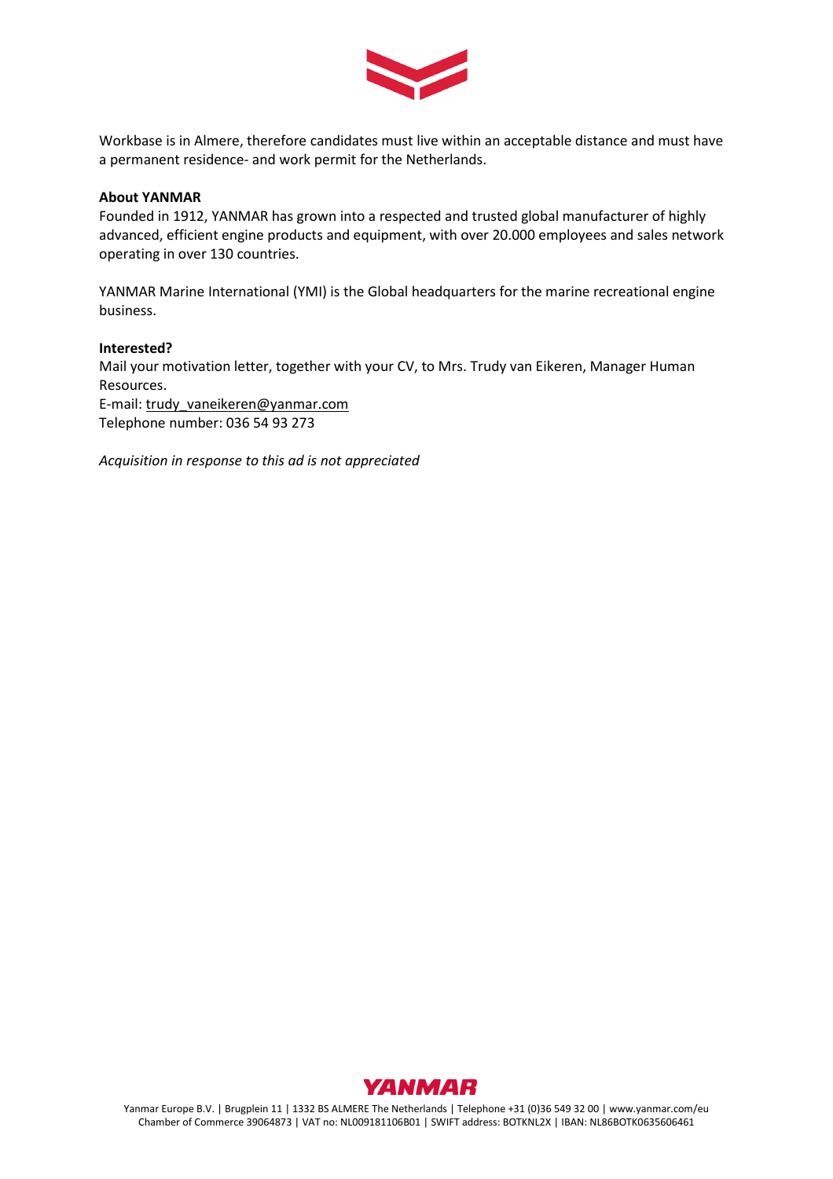Workbase is in Almere, therefore candidates must live within an acceptable distance and must have a permanent residence- and work permit for the Netherlands.

**About YANMAR**

Founded in 1912, YANMAR has grown into a respected and trusted global manufacturer of highly advanced, efficient engine products and equipment, with over 20.000 employees and sales network operating in over 130 countries.

YANMAR Marine International (YMI) is the Global headquarters for the marine recreational engine business.

**Interested?**

Mail your motivation letter, together with your CV, to Mrs. Trudy van Eikeren, Manager Human Resources.
E-mail: trudy_vaneikeren@yanmar.com
Telephone number: 036 54 93 273

*Acquisition in response to this ad is not appreciated*